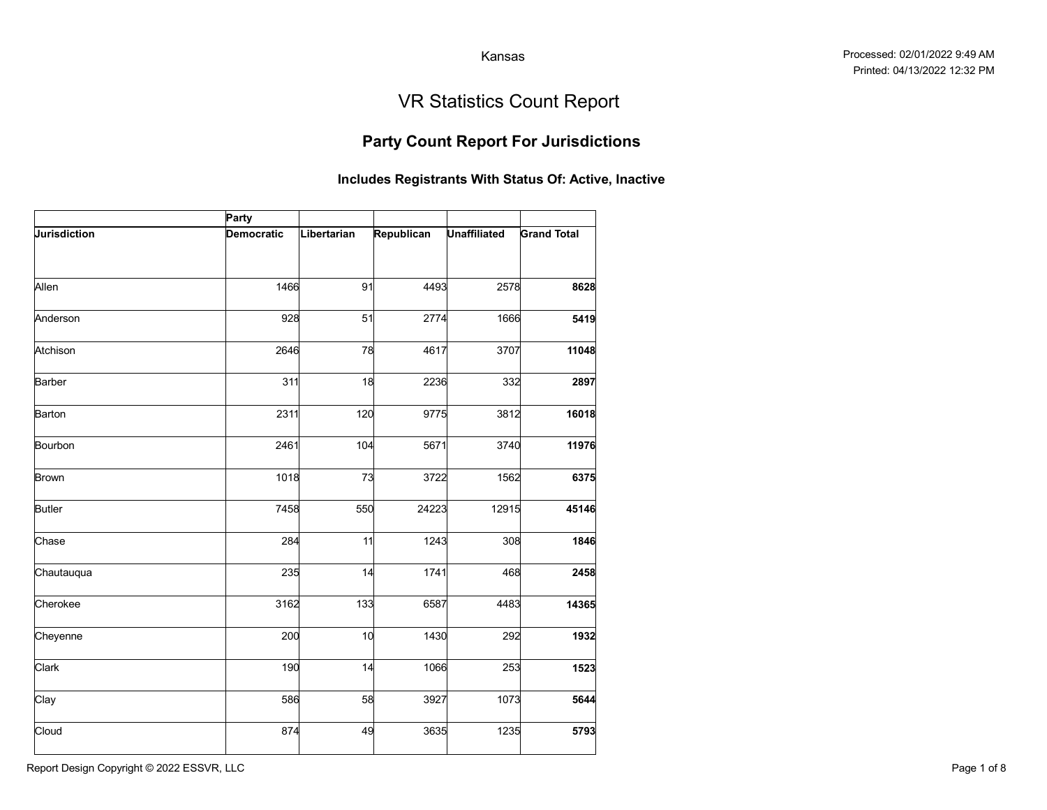Kansas

Processed: 02/01/2022 9:49 AM
Printed: 04/13/2022 12:32 PM

# VR Statistics Count Report

## Party Count Report For Jurisdictions

### Includes Registrants With Status Of: Active, Inactive

| | Party | | | | |
|---|---|---|---|---|---|
| **Jurisdiction** | **Democratic** | **Libertarian** | **Republican** | **Unaffiliated** | **Grand Total** |
| Allen | 1466 | 91 | 4493 | 2578 | **8628** |
| Anderson | 928 | 51 | 2774 | 1666 | **5419** |
| Atchison | 2646 | 78 | 4617 | 3707 | **11048** |
| Barber | 311 | 18 | 2236 | 332 | **2897** |
| Barton | 2311 | 120 | 9775 | 3812 | **16018** |
| Bourbon | 2461 | 104 | 5671 | 3740 | **11976** |
| Brown | 1018 | 73 | 3722 | 1562 | **6375** |
| Butler | 7458 | 550 | 24223 | 12915 | **45146** |
| Chase | 284 | 11 | 1243 | 308 | **1846** |
| Chautauqua | 235 | 14 | 1741 | 468 | **2458** |
| Cherokee | 3162 | 133 | 6587 | 4483 | **14365** |
| Cheyenne | 200 | 10 | 1430 | 292 | **1932** |
| Clark | 190 | 14 | 1066 | 253 | **1523** |
| Clay | 586 | 58 | 3927 | 1073 | **5644** |
| Cloud | 874 | 49 | 3635 | 1235 | **5793** |

Report Design Copyright © 2022 ESSVR, LLC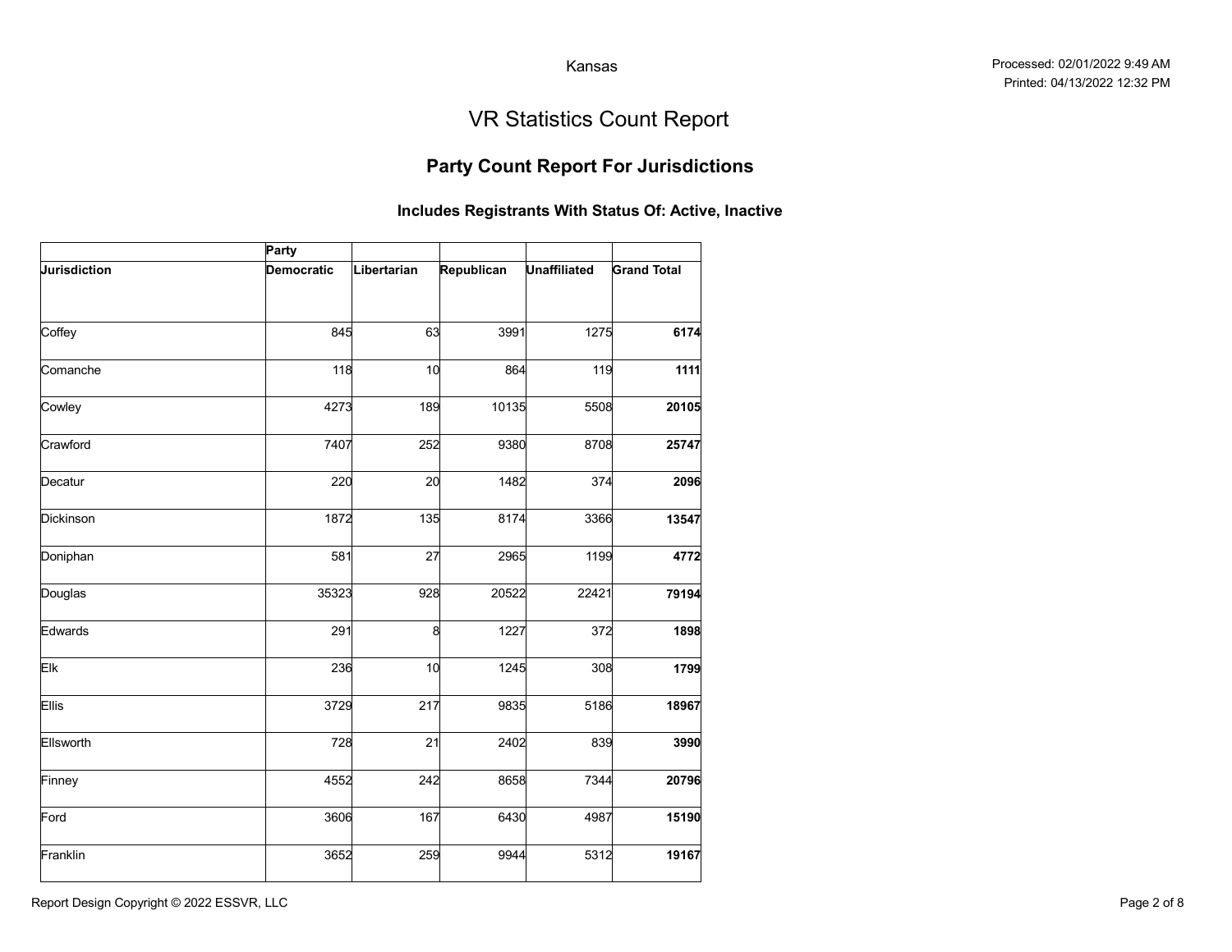Kansas

Processed: 02/01/2022 9:49 AM
Printed: 04/13/2022 12:32 PM

# VR Statistics Count Report

## Party Count Report For Jurisdictions

### Includes Registrants With Status Of: Active, Inactive

| | Party | | | | |
|---|---|---|---|---|---|
| **Jurisdiction** | **Democratic** | **Libertarian** | **Republican** | **Unaffiliated** | **Grand Total** |
| Coffey | 845 | 63 | 3991 | 1275 | **6174** |
| Comanche | 118 | 10 | 864 | 119 | **1111** |
| Cowley | 4273 | 189 | 10135 | 5508 | **20105** |
| Crawford | 7407 | 252 | 9380 | 8708 | **25747** |
| Decatur | 220 | 20 | 1482 | 374 | **2096** |
| Dickinson | 1872 | 135 | 8174 | 3366 | **13547** |
| Doniphan | 581 | 27 | 2965 | 1199 | **4772** |
| Douglas | 35323 | 928 | 20522 | 22421 | **79194** |
| Edwards | 291 | 8 | 1227 | 372 | **1898** |
| Elk | 236 | 10 | 1245 | 308 | **1799** |
| Ellis | 3729 | 217 | 9835 | 5186 | **18967** |
| Ellsworth | 728 | 21 | 2402 | 839 | **3990** |
| Finney | 4552 | 242 | 8658 | 7344 | **20796** |
| Ford | 3606 | 167 | 6430 | 4987 | **15190** |
| Franklin | 3652 | 259 | 9944 | 5312 | **19167** |

Report Design Copyright © 2022 ESSVR, LLC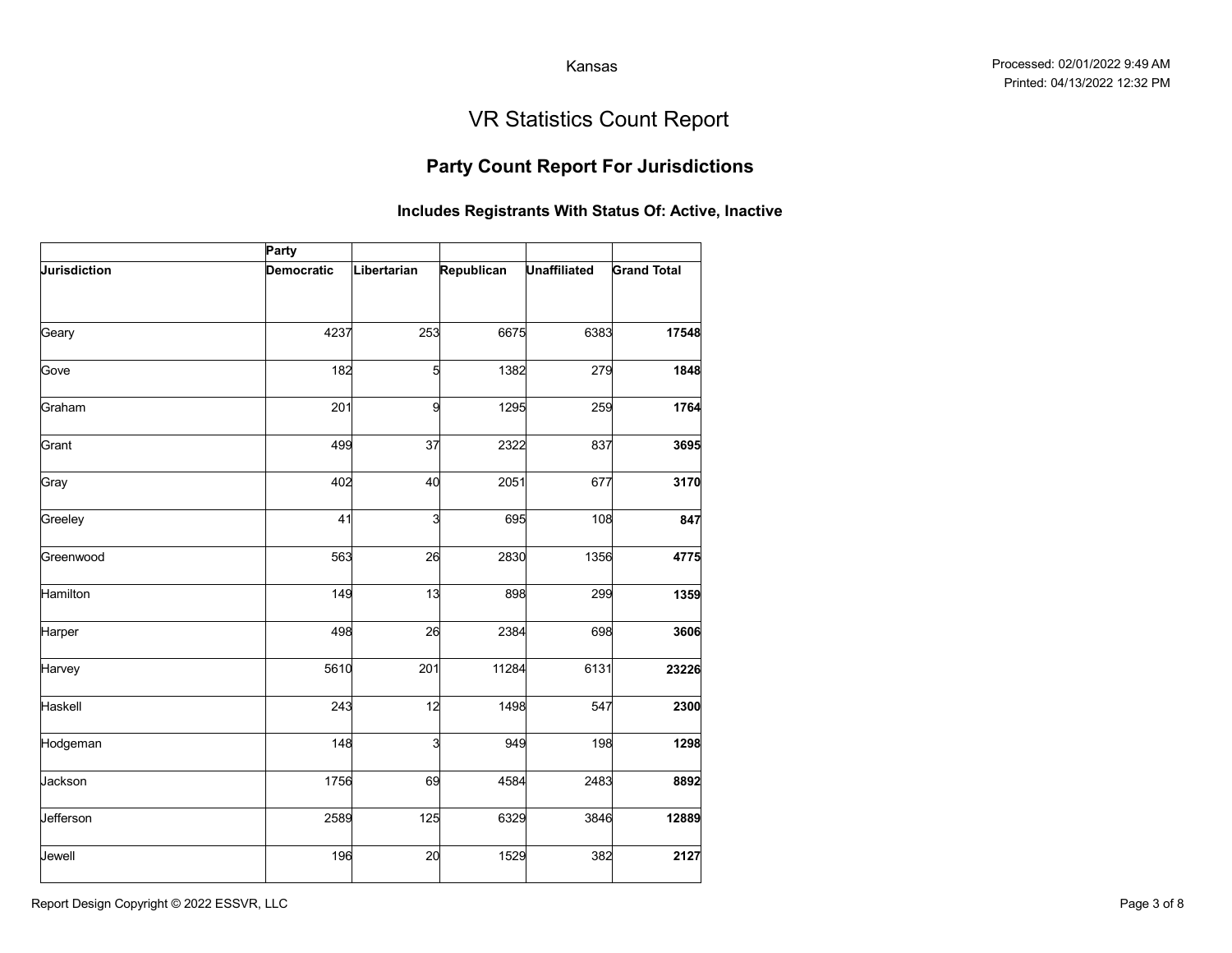Kansas

# VR Statistics Count Report

## Party Count Report For Jurisdictions

### Includes Registrants With Status Of: Active, Inactive

| | Party | | | | |
|---|---|---|---|---|---|
| **Jurisdiction** | **Democratic** | **Libertarian** | **Republican** | **Unaffiliated** | **Grand Total** |
| Geary | 4237 | 253 | 6675 | 6383 | **17548** |
| Gove | 182 | 5 | 1382 | 279 | **1848** |
| Graham | 201 | 9 | 1295 | 259 | **1764** |
| Grant | 499 | 37 | 2322 | 837 | **3695** |
| Gray | 402 | 40 | 2051 | 677 | **3170** |
| Greeley | 41 | 3 | 695 | 108 | **847** |
| Greenwood | 563 | 26 | 2830 | 1356 | **4775** |
| Hamilton | 149 | 13 | 898 | 299 | **1359** |
| Harper | 498 | 26 | 2384 | 698 | **3606** |
| Harvey | 5610 | 201 | 11284 | 6131 | **23226** |
| Haskell | 243 | 12 | 1498 | 547 | **2300** |
| Hodgeman | 148 | 3 | 949 | 198 | **1298** |
| Jackson | 1756 | 69 | 4584 | 2483 | **8892** |
| Jefferson | 2589 | 125 | 6329 | 3846 | **12889** |
| Jewell | 196 | 20 | 1529 | 382 | **2127** |

Report Design Copyright © 2022 ESSVR, LLC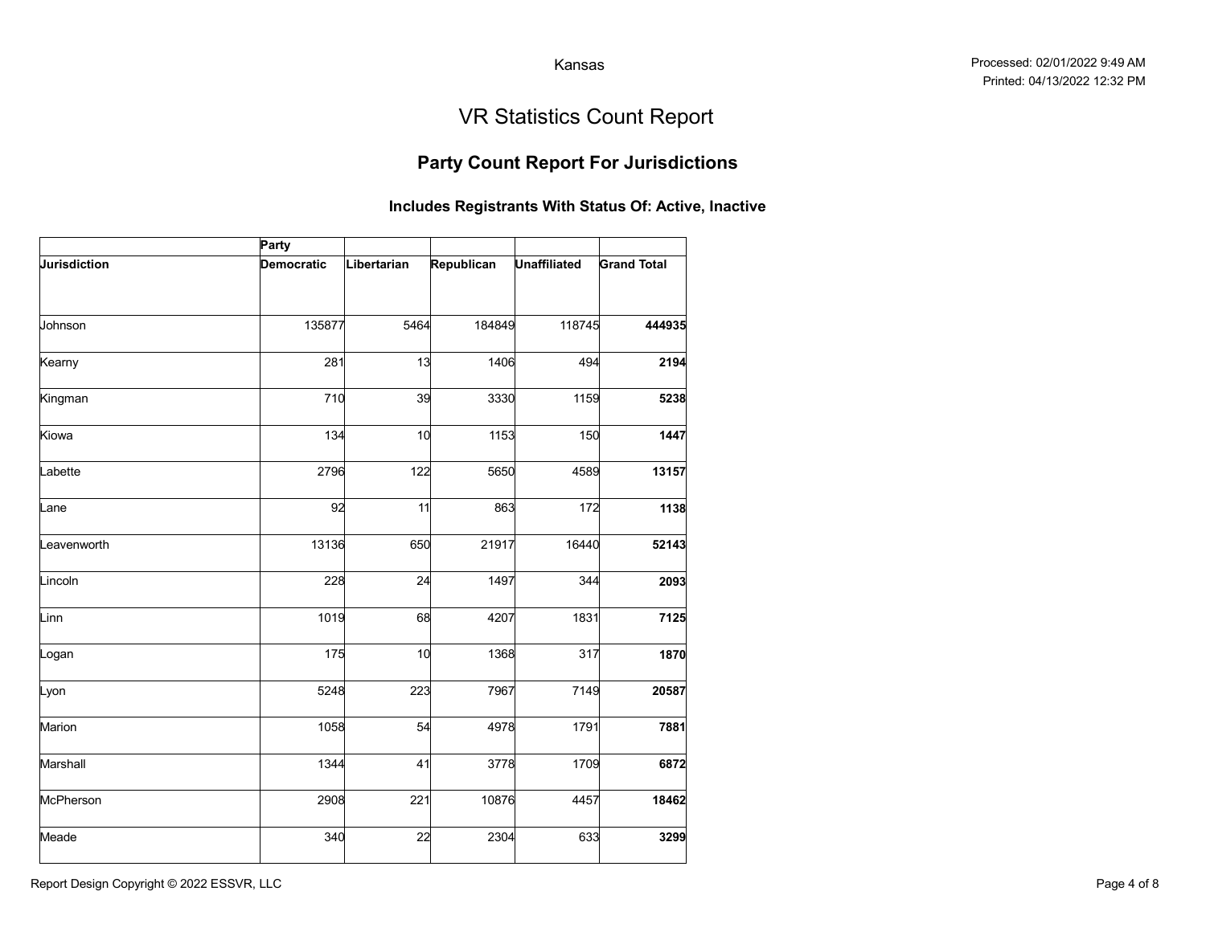Kansas

Processed: 02/01/2022 9:49 AM
Printed: 04/13/2022 12:32 PM

# VR Statistics Count Report

## Party Count Report For Jurisdictions

### Includes Registrants With Status Of: Active, Inactive

| | Party | | | | |
|---|---|---|---|---|---|
| **Jurisdiction** | **Democratic** | **Libertarian** | **Republican** | **Unaffiliated** | **Grand Total** |
| Johnson | 135877 | 5464 | 184849 | 118745 | **444935** |
| Kearny | 281 | 13 | 1406 | 494 | **2194** |
| Kingman | 710 | 39 | 3330 | 1159 | **5238** |
| Kiowa | 134 | 10 | 1153 | 150 | **1447** |
| Labette | 2796 | 122 | 5650 | 4589 | **13157** |
| Lane | 92 | 11 | 863 | 172 | **1138** |
| Leavenworth | 13136 | 650 | 21917 | 16440 | **52143** |
| Lincoln | 228 | 24 | 1497 | 344 | **2093** |
| Linn | 1019 | 68 | 4207 | 1831 | **7125** |
| Logan | 175 | 10 | 1368 | 317 | **1870** |
| Lyon | 5248 | 223 | 7967 | 7149 | **20587** |
| Marion | 1058 | 54 | 4978 | 1791 | **7881** |
| Marshall | 1344 | 41 | 3778 | 1709 | **6872** |
| McPherson | 2908 | 221 | 10876 | 4457 | **18462** |
| Meade | 340 | 22 | 2304 | 633 | **3299** |

Report Design Copyright © 2022 ESSVR, LLC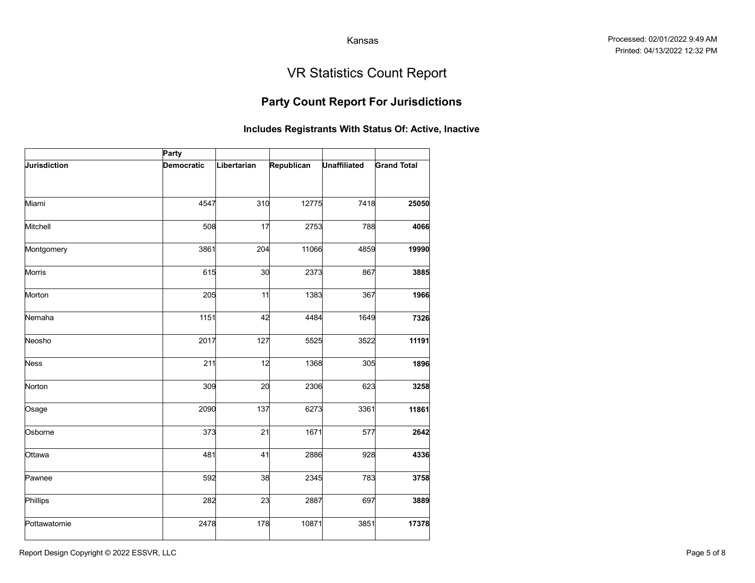Kansas

Processed: 02/01/2022 9:49 AM
Printed: 04/13/2022 12:32 PM

# VR Statistics Count Report

## Party Count Report For Jurisdictions

### Includes Registrants With Status Of: Active, Inactive

| | Party | | | | |
|---|---|---|---|---|---|
| **Jurisdiction** | **Democratic** | **Libertarian** | **Republican** | **Unaffiliated** | **Grand Total** |
| Miami | 4547 | 310 | 12775 | 7418 | **25050** |
| Mitchell | 508 | 17 | 2753 | 788 | **4066** |
| Montgomery | 3861 | 204 | 11066 | 4859 | **19990** |
| Morris | 615 | 30 | 2373 | 867 | **3885** |
| Morton | 205 | 11 | 1383 | 367 | **1966** |
| Nemaha | 1151 | 42 | 4484 | 1649 | **7326** |
| Neosho | 2017 | 127 | 5525 | 3522 | **11191** |
| Ness | 211 | 12 | 1368 | 305 | **1896** |
| Norton | 309 | 20 | 2306 | 623 | **3258** |
| Osage | 2090 | 137 | 6273 | 3361 | **11861** |
| Osborne | 373 | 21 | 1671 | 577 | **2642** |
| Ottawa | 481 | 41 | 2886 | 928 | **4336** |
| Pawnee | 592 | 38 | 2345 | 783 | **3758** |
| Phillips | 282 | 23 | 2887 | 697 | **3889** |
| Pottawatomie | 2478 | 178 | 10871 | 3851 | **17378** |

Report Design Copyright © 2022 ESSVR, LLC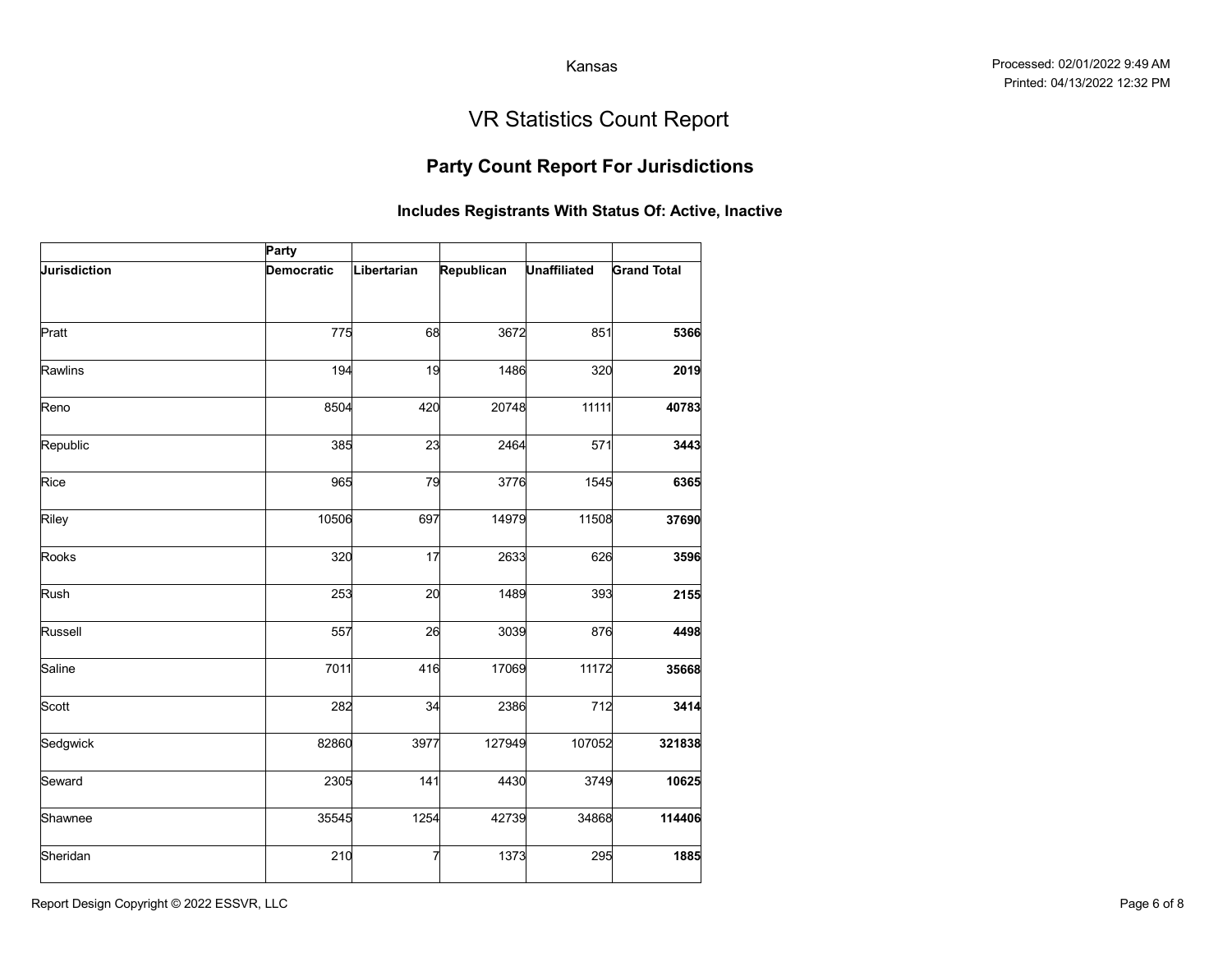Kansas

Processed: 02/01/2022 9:49 AM
Printed: 04/13/2022 12:32 PM

# VR Statistics Count Report

## Party Count Report For Jurisdictions

### Includes Registrants With Status Of: Active, Inactive

| | Party | | | | |
|---|---|---|---|---|---|
| **Jurisdiction** | **Democratic** | **Libertarian** | **Republican** | **Unaffiliated** | **Grand Total** |
| Pratt | 775 | 68 | 3672 | 851 | **5366** |
| Rawlins | 194 | 19 | 1486 | 320 | **2019** |
| Reno | 8504 | 420 | 20748 | 11111 | **40783** |
| Republic | 385 | 23 | 2464 | 571 | **3443** |
| Rice | 965 | 79 | 3776 | 1545 | **6365** |
| Riley | 10506 | 697 | 14979 | 11508 | **37690** |
| Rooks | 320 | 17 | 2633 | 626 | **3596** |
| Rush | 253 | 20 | 1489 | 393 | **2155** |
| Russell | 557 | 26 | 3039 | 876 | **4498** |
| Saline | 7011 | 416 | 17069 | 11172 | **35668** |
| Scott | 282 | 34 | 2386 | 712 | **3414** |
| Sedgwick | 82860 | 3977 | 127949 | 107052 | **321838** |
| Seward | 2305 | 141 | 4430 | 3749 | **10625** |
| Shawnee | 35545 | 1254 | 42739 | 34868 | **114406** |
| Sheridan | 210 | 7 | 1373 | 295 | **1885** |

Report Design Copyright © 2022 ESSVR, LLC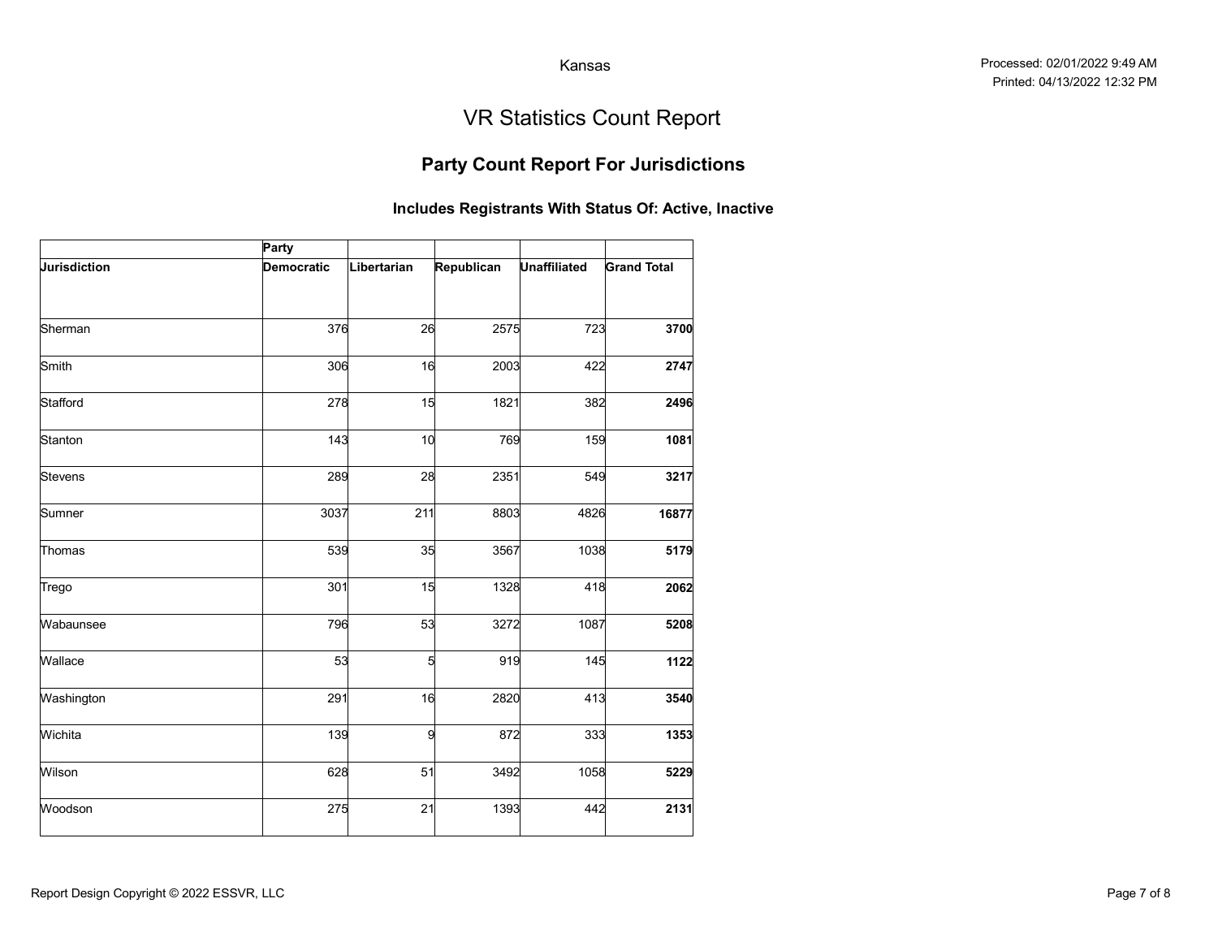Kansas

Processed: 02/01/2022 9:49 AM
Printed: 04/13/2022 12:32 PM

# VR Statistics Count Report

## Party Count Report For Jurisdictions

### Includes Registrants With Status Of: Active, Inactive

| | Party | | | | |
|---|---|---|---|---|---|
| **Jurisdiction** | **Democratic** | **Libertarian** | **Republican** | **Unaffiliated** | **Grand Total** |
| Sherman | 376 | 26 | 2575 | 723 | **3700** |
| Smith | 306 | 16 | 2003 | 422 | **2747** |
| Stafford | 278 | 15 | 1821 | 382 | **2496** |
| Stanton | 143 | 10 | 769 | 159 | **1081** |
| Stevens | 289 | 28 | 2351 | 549 | **3217** |
| Sumner | 3037 | 211 | 8803 | 4826 | **16877** |
| Thomas | 539 | 35 | 3567 | 1038 | **5179** |
| Trego | 301 | 15 | 1328 | 418 | **2062** |
| Wabaunsee | 796 | 53 | 3272 | 1087 | **5208** |
| Wallace | 53 | 5 | 919 | 145 | **1122** |
| Washington | 291 | 16 | 2820 | 413 | **3540** |
| Wichita | 139 | 9 | 872 | 333 | **1353** |
| Wilson | 628 | 51 | 3492 | 1058 | **5229** |
| Woodson | 275 | 21 | 1393 | 442 | **2131** |

Report Design Copyright © 2022 ESSVR, LLC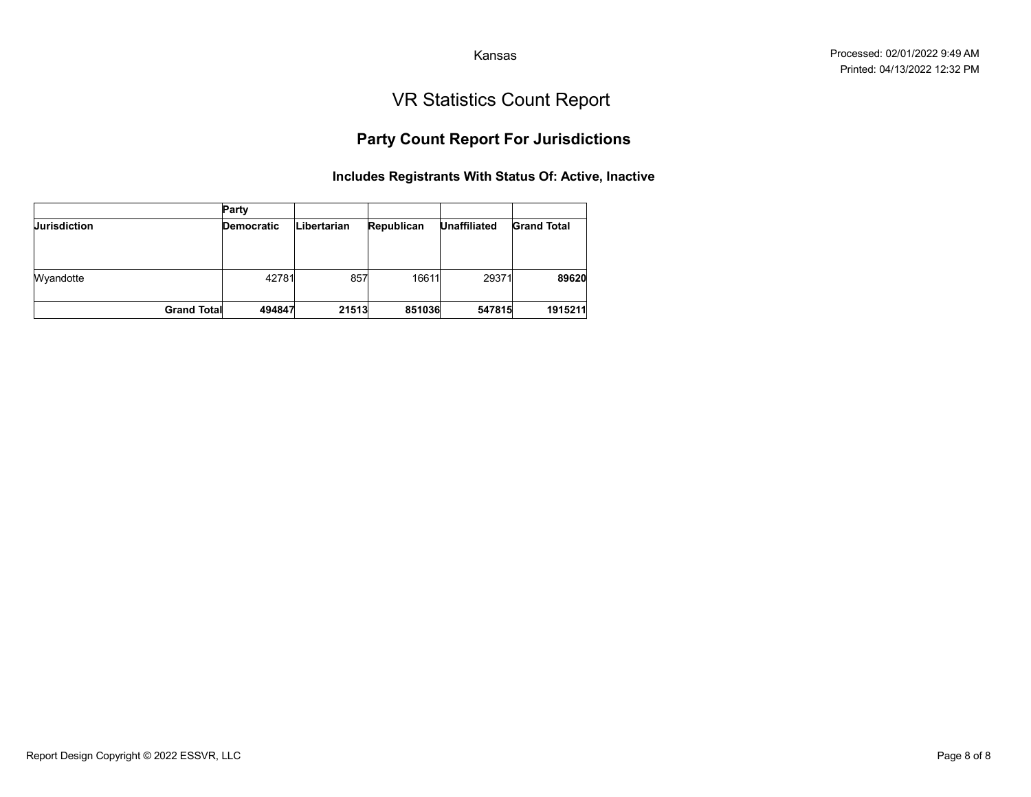Kansas

Processed: 02/01/2022 9:49 AM
Printed: 04/13/2022 12:32 PM

# VR Statistics Count Report

## Party Count Report For Jurisdictions

### Includes Registrants With Status Of: Active, Inactive

| | Party | | | | |
|---|---|---|---|---|---|
| **Jurisdiction** | **Democratic** | **Libertarian** | **Republican** | **Unaffiliated** | **Grand Total** |
| Wyandotte | 42781 | 857 | 16611 | 29371 | **89620** |
| **Grand Total** | **494847** | **21513** | **851036** | **547815** | **1915211** |

Report Design Copyright © 2022 ESSVR, LLC